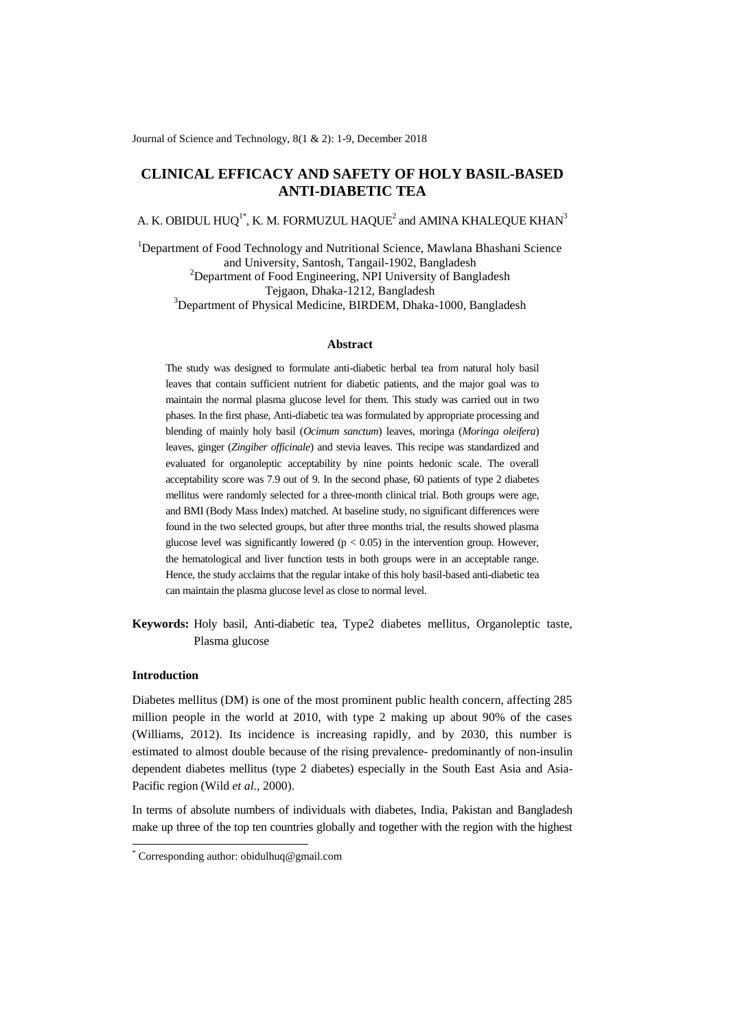# CLINICAL EFFICACY AND SAFETY OF HOLY BASIL-BASED ANTI-DIABETIC TEA

A. K. OBIDUL HUQ[1*], K. M. FORMUZUL HAQUE[2] and AMINA KHALEQUE KHAN[3]

[1]Department of Food Technology and Nutritional Science, Mawlana Bhashani Science and University, Santosh, Tangail-1902, Bangladesh
[2]Department of Food Engineering, NPI University of Bangladesh Tejgaon, Dhaka-1212, Bangladesh
[3]Department of Physical Medicine, BIRDEM, Dhaka-1000, Bangladesh

## Abstract

The study was designed to formulate anti-diabetic herbal tea from natural holy basil leaves that contain sufficient nutrient for diabetic patients, and the major goal was to maintain the normal plasma glucose level for them. This study was carried out in two phases. In the first phase, Anti-diabetic tea was formulated by appropriate processing and blending of mainly holy basil (*Ocimum sanctum*) leaves, moringa (*Moringa oleifera*) leaves, ginger (*Zingiber officinale*) and stevia leaves. This recipe was standardized and evaluated for organoleptic acceptability by nine points hedonic scale. The overall acceptability score was 7.9 out of 9. In the second phase, 60 patients of type 2 diabetes mellitus were randomly selected for a three-month clinical trial. Both groups were age, and BMI (Body Mass Index) matched. At baseline study, no significant differences were found in the two selected groups, but after three months trial, the results showed plasma glucose level was significantly lowered ($p < 0.05$) in the intervention group. However, the hematological and liver function tests in both groups were in an acceptable range. Hence, the study acclaims that the regular intake of this holy basil-based anti-diabetic tea can maintain the plasma glucose level as close to normal level.

**Keywords:** Holy basil, Anti-diabetic tea, Type2 diabetes mellitus, Organoleptic taste, Plasma glucose

## Introduction

Diabetes mellitus (DM) is one of the most prominent public health concern, affecting 285 million people in the world at 2010, with type 2 making up about 90% of the cases (Williams, 2012). Its incidence is increasing rapidly, and by 2030, this number is estimated to almost double because of the rising prevalence- predominantly of non-insulin dependent diabetes mellitus (type 2 diabetes) especially in the South East Asia and Asia-Pacific region (Wild *et al.*, 2000).

In terms of absolute numbers of individuals with diabetes, India, Pakistan and Bangladesh make up three of the top ten countries globally and together with the region with the highest

---

[*] Corresponding author: obidulhuq@gmail.com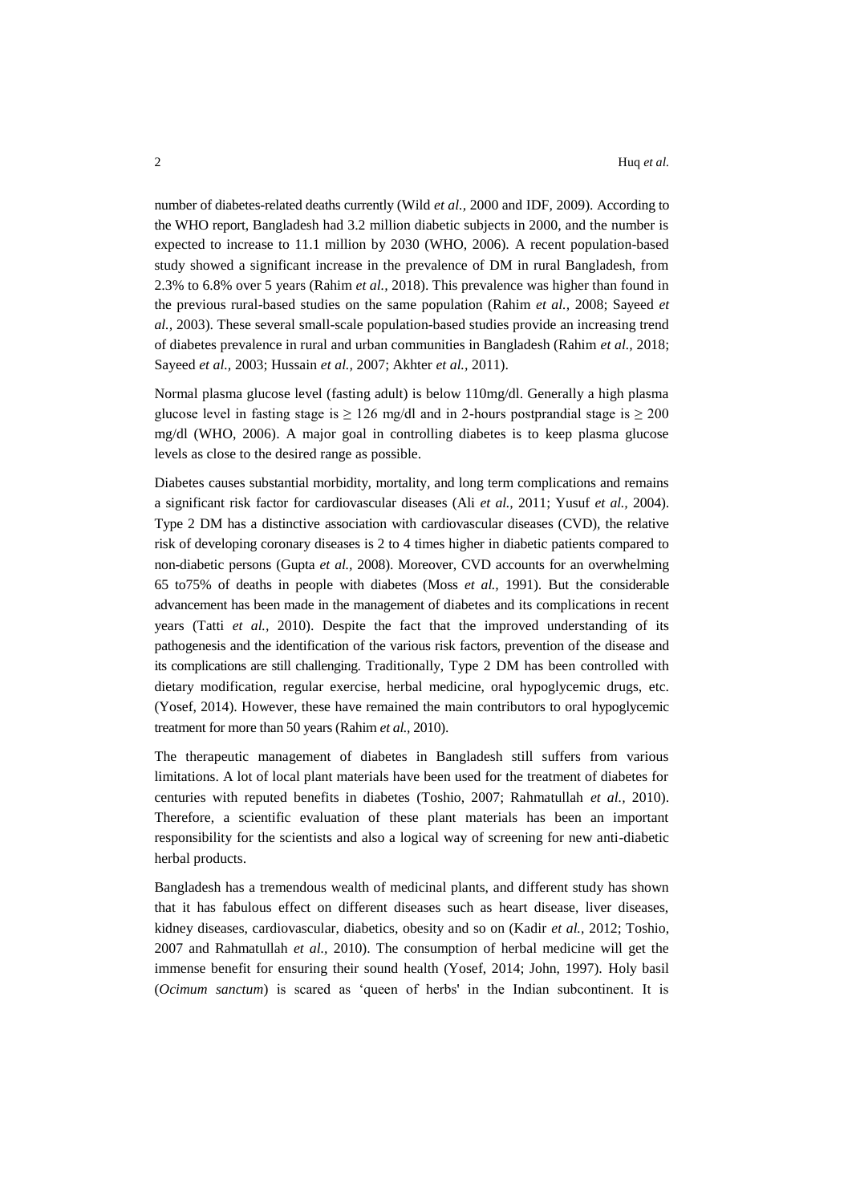number of diabetes-related deaths currently (Wild *et al.,* 2000 and IDF, 2009). According to the WHO report, Bangladesh had 3.2 million diabetic subjects in 2000, and the number is expected to increase to 11.1 million by 2030 (WHO, 2006). A recent population-based study showed a significant increase in the prevalence of DM in rural Bangladesh, from 2.3% to 6.8% over 5 years (Rahim *et al.,* 2018). This prevalence was higher than found in the previous rural-based studies on the same population (Rahim *et al.,* 2008; Sayeed *et al.,* 2003). These several small-scale population-based studies provide an increasing trend of diabetes prevalence in rural and urban communities in Bangladesh (Rahim *et al.,* 2018; Sayeed *et al.,* 2003; Hussain *et al.,* 2007; Akhter *et al.,* 2011).

Normal plasma glucose level (fasting adult) is below 110mg/dl. Generally a high plasma glucose level in fasting stage is ≥ 126 mg/dl and in 2-hours postprandial stage is ≥ 200 mg/dl (WHO, 2006). A major goal in controlling diabetes is to keep plasma glucose levels as close to the desired range as possible.

Diabetes causes substantial morbidity, mortality, and long term complications and remains a significant risk factor for cardiovascular diseases (Ali *et al.,* 2011; Yusuf *et al.,* 2004). Type 2 DM has a distinctive association with cardiovascular diseases (CVD), the relative risk of developing coronary diseases is 2 to 4 times higher in diabetic patients compared to non-diabetic persons (Gupta *et al.,* 2008). Moreover, CVD accounts for an overwhelming 65 to75% of deaths in people with diabetes (Moss *et al.,* 1991). But the considerable advancement has been made in the management of diabetes and its complications in recent years (Tatti *et al.,* 2010). Despite the fact that the improved understanding of its pathogenesis and the identification of the various risk factors, prevention of the disease and its complications are still challenging. Traditionally, Type 2 DM has been controlled with dietary modification, regular exercise, herbal medicine, oral hypoglycemic drugs, etc. (Yosef, 2014). However, these have remained the main contributors to oral hypoglycemic treatment for more than 50 years (Rahim *et al.,* 2010).

The therapeutic management of diabetes in Bangladesh still suffers from various limitations. A lot of local plant materials have been used for the treatment of diabetes for centuries with reputed benefits in diabetes (Toshio, 2007; Rahmatullah *et al.,* 2010). Therefore, a scientific evaluation of these plant materials has been an important responsibility for the scientists and also a logical way of screening for new anti-diabetic herbal products.

Bangladesh has a tremendous wealth of medicinal plants, and different study has shown that it has fabulous effect on different diseases such as heart disease, liver diseases, kidney diseases, cardiovascular, diabetics, obesity and so on (Kadir *et al.,* 2012; Toshio, 2007 and Rahmatullah *et al.,* 2010). The consumption of herbal medicine will get the immense benefit for ensuring their sound health (Yosef, 2014; John, 1997). Holy basil (*Ocimum sanctum*) is scared as 'queen of herbs' in the Indian subcontinent. It is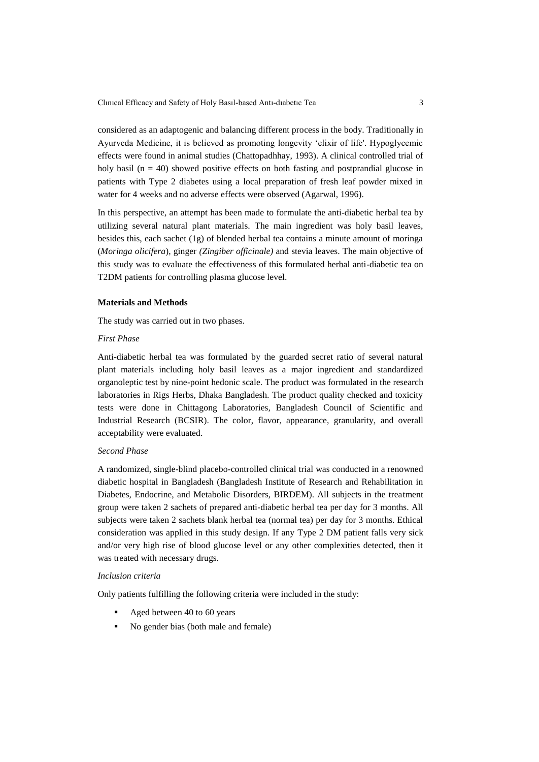considered as an adaptogenic and balancing different process in the body. Traditionally in Ayurveda Medicine, it is believed as promoting longevity 'elixir of life'. Hypoglycemic effects were found in animal studies (Chattopadhhay, 1993). A clinical controlled trial of holy basil ($n = 40$) showed positive effects on both fasting and postprandial glucose in patients with Type 2 diabetes using a local preparation of fresh leaf powder mixed in water for 4 weeks and no adverse effects were observed (Agarwal, 1996).

In this perspective, an attempt has been made to formulate the anti-diabetic herbal tea by utilizing several natural plant materials. The main ingredient was holy basil leaves, besides this, each sachet (1g) of blended herbal tea contains a minute amount of moringa (*Moringa olicifera*), ginger *(Zingiber officinale)* and stevia leaves. The main objective of this study was to evaluate the effectiveness of this formulated herbal anti-diabetic tea on T2DM patients for controlling plasma glucose level.

### Materials and Methods

The study was carried out in two phases.

*First Phase*

Anti-diabetic herbal tea was formulated by the guarded secret ratio of several natural plant materials including holy basil leaves as a major ingredient and standardized organoleptic test by nine-point hedonic scale. The product was formulated in the research laboratories in Rigs Herbs, Dhaka Bangladesh. The product quality checked and toxicity tests were done in Chittagong Laboratories, Bangladesh Council of Scientific and Industrial Research (BCSIR). The color, flavor, appearance, granularity, and overall acceptability were evaluated.

*Second Phase*

A randomized, single-blind placebo-controlled clinical trial was conducted in a renowned diabetic hospital in Bangladesh (Bangladesh Institute of Research and Rehabilitation in Diabetes, Endocrine, and Metabolic Disorders, BIRDEM). All subjects in the treatment group were taken 2 sachets of prepared anti-diabetic herbal tea per day for 3 months. All subjects were taken 2 sachets blank herbal tea (normal tea) per day for 3 months. Ethical consideration was applied in this study design. If any Type 2 DM patient falls very sick and/or very high rise of blood glucose level or any other complexities detected, then it was treated with necessary drugs.

*Inclusion criteria*

Only patients fulfilling the following criteria were included in the study:

- Aged between 40 to 60 years
- No gender bias (both male and female)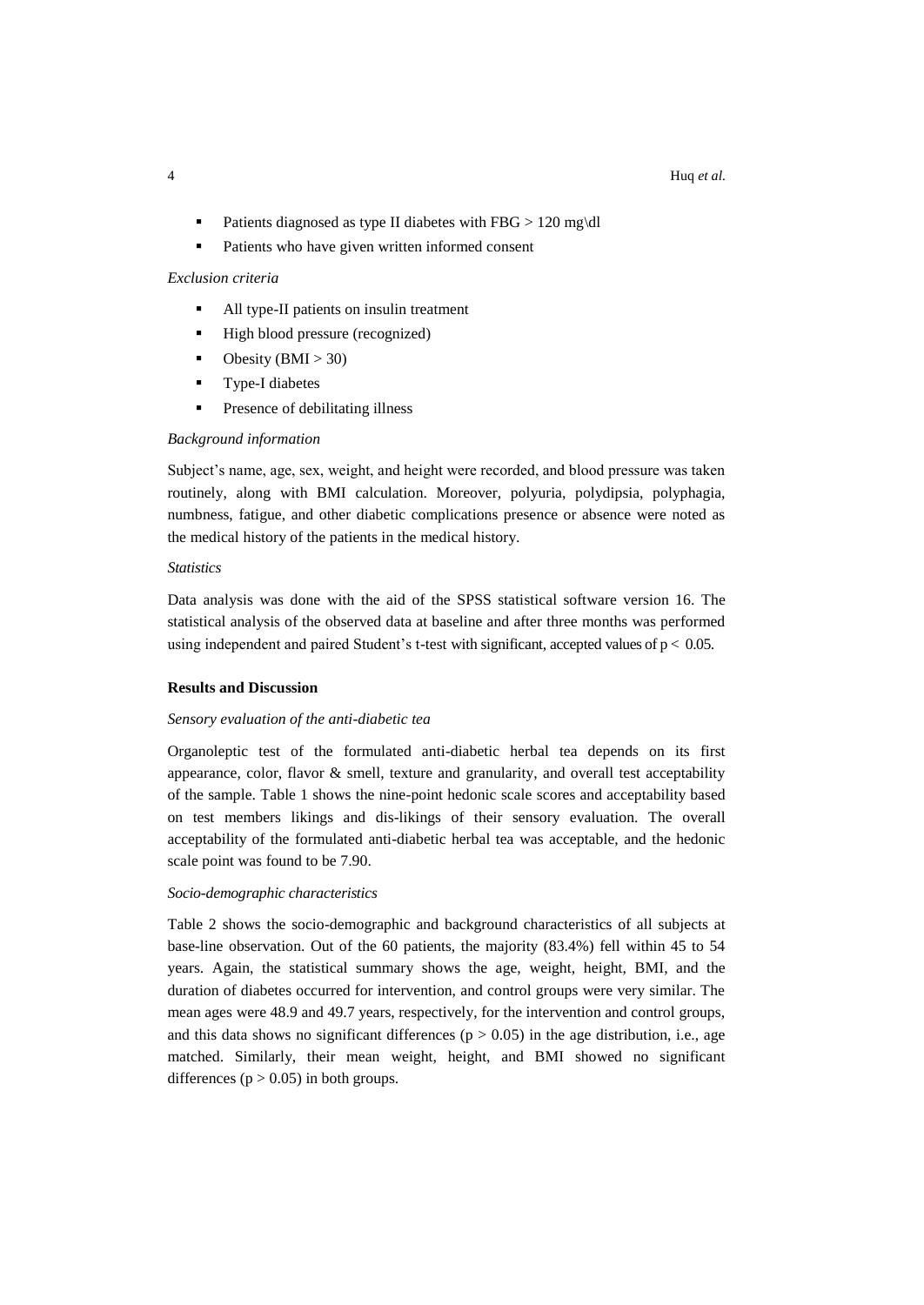- Patients diagnosed as type II diabetes with FBG > 120 mg\dl
- Patients who have given written informed consent

*Exclusion criteria*

- All type-II patients on insulin treatment
- High blood pressure (recognized)
- Obesity (BMI > 30)
- Type-I diabetes
- Presence of debilitating illness

*Background information*

Subject's name, age, sex, weight, and height were recorded, and blood pressure was taken routinely, along with BMI calculation. Moreover, polyuria, polydipsia, polyphagia, numbness, fatigue, and other diabetic complications presence or absence were noted as the medical history of the patients in the medical history.

*Statistics*

Data analysis was done with the aid of the SPSS statistical software version 16. The statistical analysis of the observed data at baseline and after three months was performed using independent and paired Student's t-test with significant, accepted values of $p < 0.05$.

## Results and Discussion

*Sensory evaluation of the anti-diabetic tea*

Organoleptic test of the formulated anti-diabetic herbal tea depends on its first appearance, color, flavor & smell, texture and granularity, and overall test acceptability of the sample. Table 1 shows the nine-point hedonic scale scores and acceptability based on test members likings and dis-likings of their sensory evaluation. The overall acceptability of the formulated anti-diabetic herbal tea was acceptable, and the hedonic scale point was found to be 7.90.

*Socio-demographic characteristics*

Table 2 shows the socio-demographic and background characteristics of all subjects at base-line observation. Out of the 60 patients, the majority (83.4%) fell within 45 to 54 years. Again, the statistical summary shows the age, weight, height, BMI, and the duration of diabetes occurred for intervention, and control groups were very similar. The mean ages were 48.9 and 49.7 years, respectively, for the intervention and control groups, and this data shows no significant differences ($p > 0.05$) in the age distribution, i.e., age matched. Similarly, their mean weight, height, and BMI showed no significant differences ($p > 0.05$) in both groups.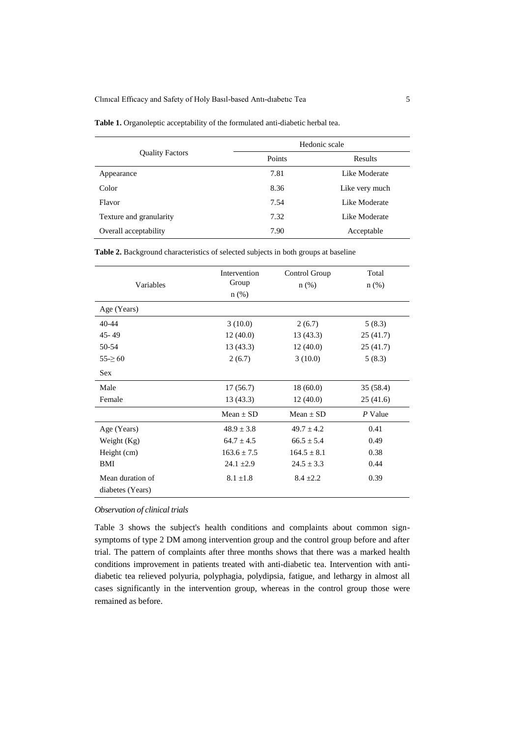**Table 1.** Organoleptic acceptability of the formulated anti-diabetic herbal tea.

| Quality Factors | Hedonic scale | |
|---|---|---|
| | Points | Results |
| Appearance | 7.81 | Like Moderate |
| Color | 8.36 | Like very much |
| Flavor | 7.54 | Like Moderate |
| Texture and granularity | 7.32 | Like Moderate |
| Overall acceptability | 7.90 | Acceptable |

**Table 2.** Background characteristics of selected subjects in both groups at baseline

| Variables | Intervention Group n (%) | Control Group n (%) | Total n (%) |
|---|---|---|---|
| Age (Years) | | | |
| 40-44 | 3 (10.0) | 2 (6.7) | 5 (8.3) |
| 45- 49 | 12 (40.0) | 13 (43.3) | 25 (41.7) |
| 50-54 | 13 (43.3) | 12 (40.0) | 25 (41.7) |
| 55-≥ 60 | 2 (6.7) | 3 (10.0) | 5 (8.3) |
| Sex | | | |
| Male | 17 (56.7) | 18 (60.0) | 35 (58.4) |
| Female | 13 (43.3) | 12 (40.0) | 25 (41.6) |
| | Mean ± SD | Mean ± SD | *P* Value |
| Age (Years) | 48.9 ± 3.8 | 49.7 ± 4.2 | 0.41 |
| Weight (Kg) | 64.7 ± 4.5 | 66.5 ± 5.4 | 0.49 |
| Height (cm) | 163.6 ± 7.5 | 164.5 ± 8.1 | 0.38 |
| BMI | 24.1 ±2.9 | 24.5 ± 3.3 | 0.44 |
| Mean duration of diabetes (Years) | 8.1 ±1.8 | 8.4 ±2.2 | 0.39 |

*Observation of clinical trials*

Table 3 shows the subject's health conditions and complaints about common sign-symptoms of type 2 DM among intervention group and the control group before and after trial. The pattern of complaints after three months shows that there was a marked health conditions improvement in patients treated with anti-diabetic tea. Intervention with anti-diabetic tea relieved polyuria, polyphagia, polydipsia, fatigue, and lethargy in almost all cases significantly in the intervention group, whereas in the control group those were remained as before.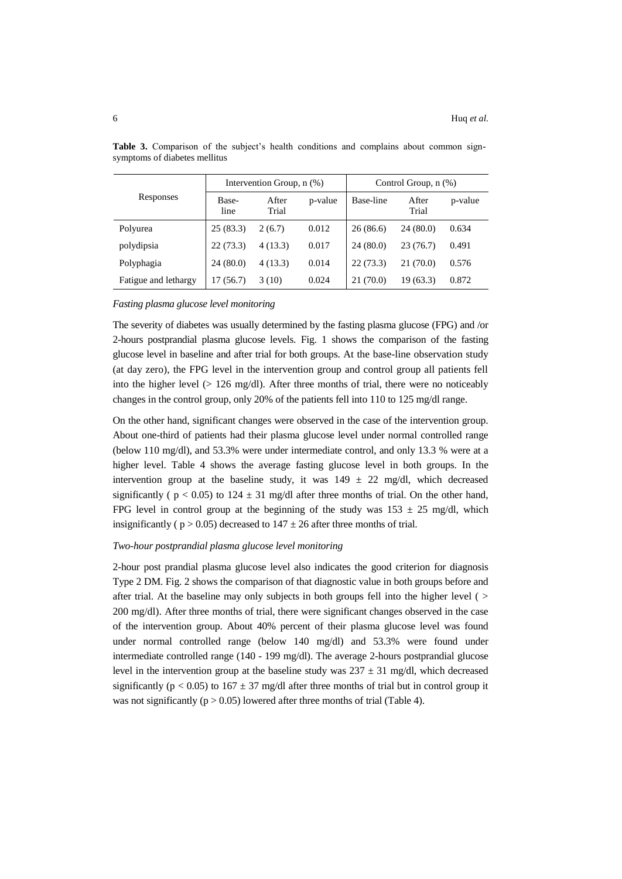**Table 3.** Comparison of the subject's health conditions and complains about common sign-symptoms of diabetes mellitus

| Responses | Intervention Group, n (%) | | | Control Group, n (%) | | |
|---|---|---|---|---|---|---|
| | Base-line | After Trial | p-value | Base-line | After Trial | p-value |
| Polyurea | 25 (83.3) | 2 (6.7) | 0.012 | 26 (86.6) | 24 (80.0) | 0.634 |
| polydipsia | 22 (73.3) | 4 (13.3) | 0.017 | 24 (80.0) | 23 (76.7) | 0.491 |
| Polyphagia | 24 (80.0) | 4 (13.3) | 0.014 | 22 (73.3) | 21 (70.0) | 0.576 |
| Fatigue and lethargy | 17 (56.7) | 3 (10) | 0.024 | 21 (70.0) | 19 (63.3) | 0.872 |

*Fasting plasma glucose level monitoring*

The severity of diabetes was usually determined by the fasting plasma glucose (FPG) and /or 2-hours postprandial plasma glucose levels. Fig. 1 shows the comparison of the fasting glucose level in baseline and after trial for both groups. At the base-line observation study (at day zero), the FPG level in the intervention group and control group all patients fell into the higher level (> 126 mg/dl). After three months of trial, there were no noticeably changes in the control group, only 20% of the patients fell into 110 to 125 mg/dl range.

On the other hand, significant changes were observed in the case of the intervention group. About one-third of patients had their plasma glucose level under normal controlled range (below 110 mg/dl), and 53.3% were under intermediate control, and only 13.3 % were at a higher level. Table 4 shows the average fasting glucose level in both groups. In the intervention group at the baseline study, it was $149 \pm 22$ mg/dl, which decreased significantly ( $p < 0.05$) to $124 \pm 31$ mg/dl after three months of trial. On the other hand, FPG level in control group at the beginning of the study was $153 \pm 25$ mg/dl, which insignificantly ( $p > 0.05$) decreased to $147 \pm 26$ after three months of trial.

*Two-hour postprandial plasma glucose level monitoring*

2-hour post prandial plasma glucose level also indicates the good criterion for diagnosis Type 2 DM. Fig. 2 shows the comparison of that diagnostic value in both groups before and after trial. At the baseline may only subjects in both groups fell into the higher level ( > 200 mg/dl). After three months of trial, there were significant changes observed in the case of the intervention group. About 40% percent of their plasma glucose level was found under normal controlled range (below 140 mg/dl) and 53.3% were found under intermediate controlled range (140 - 199 mg/dl). The average 2-hours postprandial glucose level in the intervention group at the baseline study was $237 \pm 31$ mg/dl, which decreased significantly ($p < 0.05$) to $167 \pm 37$ mg/dl after three months of trial but in control group it was not significantly ($p > 0.05$) lowered after three months of trial (Table 4).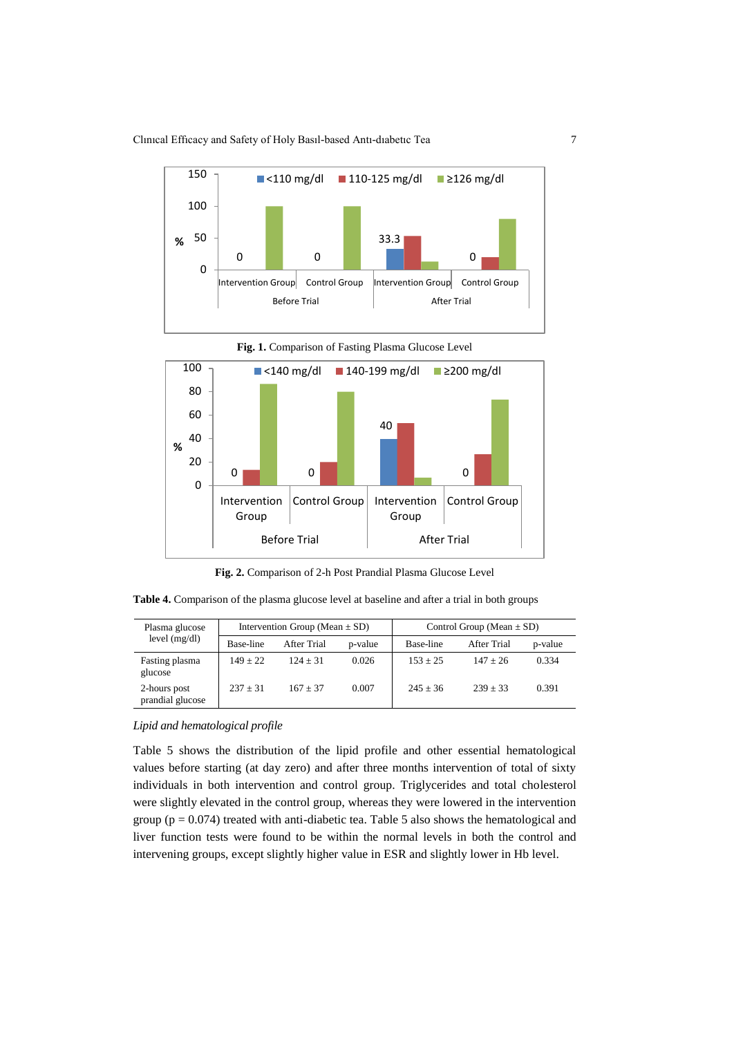**Fig. 1.** Comparison of Fasting Plasma Glucose Level

**Fig. 2.** Comparison of 2-h Post Prandial Plasma Glucose Level

**Table 4.** Comparison of the plasma glucose level at baseline and after a trial in both groups

| Plasma glucose level (mg/dl) | Intervention Group (Mean ± SD) | | | Control Group (Mean ± SD) | | |
|---|---|---|---|---|---|---|
| | Base-line | After Trial | p-value | Base-line | After Trial | p-value |
| Fasting plasma glucose | 149 ± 22 | 124 ± 31 | 0.026 | 153 ± 25 | 147 ± 26 | 0.334 |
| 2-hours post prandial glucose | 237 ± 31 | 167 ± 37 | 0.007 | 245 ± 36 | 239 ± 33 | 0.391 |

*Lipid and hematological profile*

Table 5 shows the distribution of the lipid profile and other essential hematological values before starting (at day zero) and after three months intervention of total of sixty individuals in both intervention and control group. Triglycerides and total cholesterol were slightly elevated in the control group, whereas they were lowered in the intervention group ($p = 0.074$) treated with anti-diabetic tea. Table 5 also shows the hematological and liver function tests were found to be within the normal levels in both the control and intervening groups, except slightly higher value in ESR and slightly lower in Hb level.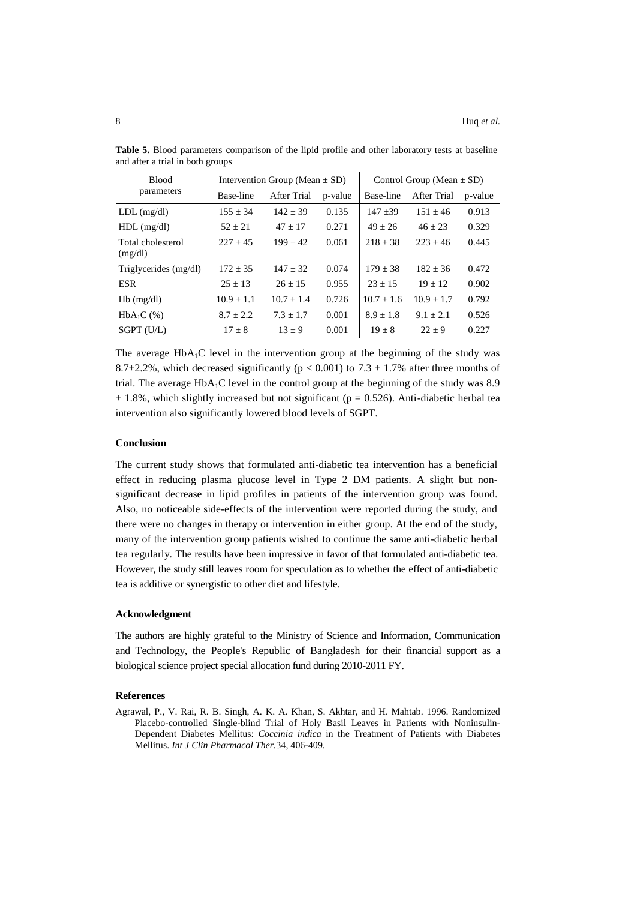**Table 5.** Blood parameters comparison of the lipid profile and other laboratory tests at baseline and after a trial in both groups

| Blood parameters | Intervention Group (Mean ± SD) | | | Control Group (Mean ± SD) | | |
|---|---|---|---|---|---|---|
| | Base-line | After Trial | p-value | Base-line | After Trial | p-value |
| LDL (mg/dl) | 155 ± 34 | 142 ± 39 | 0.135 | 147 ±39 | 151 ± 46 | 0.913 |
| HDL (mg/dl) | 52 ± 21 | 47 ± 17 | 0.271 | 49 ± 26 | 46 ± 23 | 0.329 |
| Total cholesterol (mg/dl) | 227 ± 45 | 199 ± 42 | 0.061 | 218 ± 38 | 223 ± 46 | 0.445 |
| Triglycerides (mg/dl) | 172 ± 35 | 147 ± 32 | 0.074 | 179 ± 38 | 182 ± 36 | 0.472 |
| ESR | 25 ± 13 | 26 ± 15 | 0.955 | 23 ± 15 | 19 ± 12 | 0.902 |
| Hb (mg/dl) | 10.9 ± 1.1 | 10.7 ± 1.4 | 0.726 | 10.7 ± 1.6 | 10.9 ± 1.7 | 0.792 |
| $HbA_1C$ (%) | 8.7 ± 2.2 | 7.3 ± 1.7 | 0.001 | 8.9 ± 1.8 | 9.1 ± 2.1 | 0.526 |
| SGPT (U/L) | 17 ± 8 | 13 ± 9 | 0.001 | 19 ± 8 | 22 ± 9 | 0.227 |

The average $HbA_1C$ level in the intervention group at the beginning of the study was 8.7±2.2%, which decreased significantly ($p < 0.001$) to 7.3 ± 1.7% after three months of trial. The average $HbA_1C$ level in the control group at the beginning of the study was 8.9 ± 1.8%, which slightly increased but not significant ($p = 0.526$). Anti-diabetic herbal tea intervention also significantly lowered blood levels of SGPT.

### Conclusion

The current study shows that formulated anti-diabetic tea intervention has a beneficial effect in reducing plasma glucose level in Type 2 DM patients. A slight but non-significant decrease in lipid profiles in patients of the intervention group was found. Also, no noticeable side-effects of the intervention were reported during the study, and there were no changes in therapy or intervention in either group. At the end of the study, many of the intervention group patients wished to continue the same anti-diabetic herbal tea regularly. The results have been impressive in favor of that formulated anti-diabetic tea. However, the study still leaves room for speculation as to whether the effect of anti-diabetic tea is additive or synergistic to other diet and lifestyle.

### Acknowledgment

The authors are highly grateful to the Ministry of Science and Information, Communication and Technology, the People's Republic of Bangladesh for their financial support as a biological science project special allocation fund during 2010-2011 FY.

### References

Agrawal, P., V. Rai, R. B. Singh, A. K. A. Khan, S. Akhtar, and H. Mahtab. 1996. Randomized Placebo-controlled Single-blind Trial of Holy Basil Leaves in Patients with Noninsulin-Dependent Diabetes Mellitus: *Coccinia indica* in the Treatment of Patients with Diabetes Mellitus. *Int J Clin Pharmacol Ther.*34, 406-409.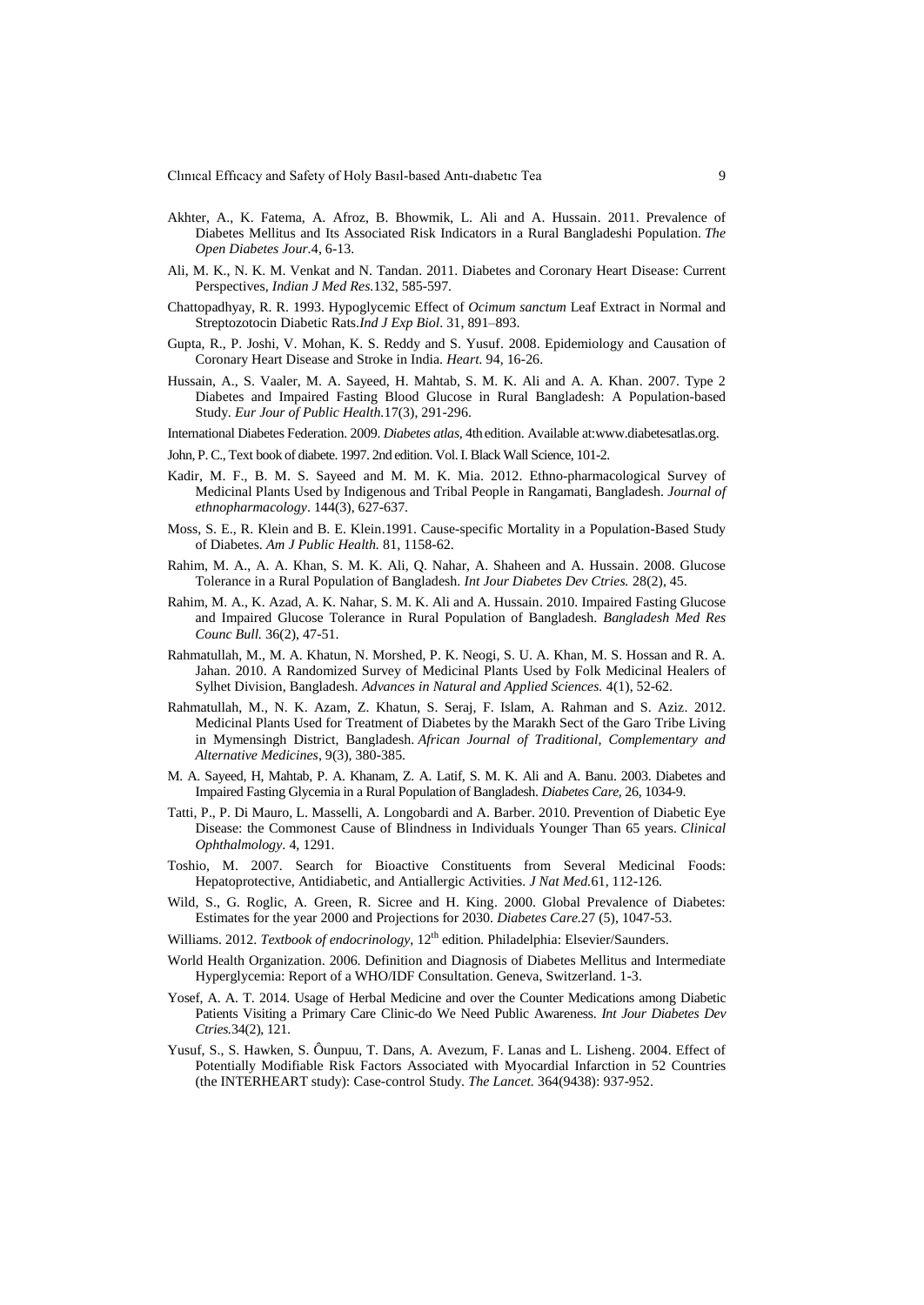Akhter, A., K. Fatema, A. Afroz, B. Bhowmik, L. Ali and A. Hussain. 2011. Prevalence of Diabetes Mellitus and Its Associated Risk Indicators in a Rural Bangladeshi Population. *The Open Diabetes Jour.*4, 6-13.

Ali, M. K., N. K. M. Venkat and N. Tandan. 2011. Diabetes and Coronary Heart Disease: Current Perspectives, *Indian J Med Res.*132, 585-597.

Chattopadhyay, R. R. 1993. Hypoglycemic Effect of *Ocimum sanctum* Leaf Extract in Normal and Streptozotocin Diabetic Rats.*Ind J Exp Biol*. 31, 891–893.

Gupta, R., P. Joshi, V. Mohan, K. S. Reddy and S. Yusuf. 2008. Epidemiology and Causation of Coronary Heart Disease and Stroke in India. *Heart.* 94, 16-26.

Hussain, A., S. Vaaler, M. A. Sayeed, H. Mahtab, S. M. K. Ali and A. A. Khan. 2007. Type 2 Diabetes and Impaired Fasting Blood Glucose in Rural Bangladesh: A Population-based Study. *Eur Jour of Public Health.*17(3), 291-296.

International Diabetes Federation. 2009. *Diabetes atlas*, 4th edition. Available at:www.diabetesatlas.org.

John, P. C., Text book of diabete. 1997. 2nd edition. Vol. I. Black Wall Science, 101-2.

Kadir, M. F., B. M. S. Sayeed and M. M. K. Mia. 2012. Ethno-pharmacological Survey of Medicinal Plants Used by Indigenous and Tribal People in Rangamati, Bangladesh. *Journal of ethnopharmacology*. 144(3), 627-637.

Moss, S. E., R. Klein and B. E. Klein.1991. Cause-specific Mortality in a Population-Based Study of Diabetes. *Am J Public Health.* 81, 1158-62.

Rahim, M. A., A. A. Khan, S. M. K. Ali, Q. Nahar, A. Shaheen and A. Hussain. 2008. Glucose Tolerance in a Rural Population of Bangladesh. *Int Jour Diabetes Dev Ctries.* 28(2), 45.

Rahim, M. A., K. Azad, A. K. Nahar, S. M. K. Ali and A. Hussain. 2010. Impaired Fasting Glucose and Impaired Glucose Tolerance in Rural Population of Bangladesh. *Bangladesh Med Res Counc Bull.* 36(2), 47-51.

Rahmatullah, M., M. A. Khatun, N. Morshed, P. K. Neogi, S. U. A. Khan, M. S. Hossan and R. A. Jahan. 2010. A Randomized Survey of Medicinal Plants Used by Folk Medicinal Healers of Sylhet Division, Bangladesh. *Advances in Natural and Applied Sciences.* 4(1), 52-62.

Rahmatullah, M., N. K. Azam, Z. Khatun, S. Seraj, F. Islam, A. Rahman and S. Aziz. 2012. Medicinal Plants Used for Treatment of Diabetes by the Marakh Sect of the Garo Tribe Living in Mymensingh District, Bangladesh. *African Journal of Traditional, Complementary and Alternative Medicines*, 9(3), 380-385.

M. A. Sayeed, H, Mahtab, P. A. Khanam, Z. A. Latif, S. M. K. Ali and A. Banu. 2003. Diabetes and Impaired Fasting Glycemia in a Rural Population of Bangladesh. *Diabetes Care,* 26, 1034-9.

Tatti, P., P. Di Mauro, L. Masselli, A. Longobardi and A. Barber. 2010. Prevention of Diabetic Eye Disease: the Commonest Cause of Blindness in Individuals Younger Than 65 years. *Clinical Ophthalmology*. 4, 1291.

Toshio, M. 2007. Search for Bioactive Constituents from Several Medicinal Foods: Hepatoprotective, Antidiabetic, and Antiallergic Activities. *J Nat Med.*61, 112-126.

Wild, S., G. Roglic, A. Green, R. Sicree and H. King. 2000. Global Prevalence of Diabetes: Estimates for the year 2000 and Projections for 2030. *Diabetes Care.*27 (5), 1047-53.

Williams. 2012. *Textbook of endocrinology*, 12th edition. Philadelphia: Elsevier/Saunders.

World Health Organization. 2006. Definition and Diagnosis of Diabetes Mellitus and Intermediate Hyperglycemia: Report of a WHO/IDF Consultation. Geneva, Switzerland. 1-3.

Yosef, A. A. T. 2014. Usage of Herbal Medicine and over the Counter Medications among Diabetic Patients Visiting a Primary Care Clinic-do We Need Public Awareness. *Int Jour Diabetes Dev Ctries.*34(2), 121.

Yusuf, S., S. Hawken, S. Ôunpuu, T. Dans, A. Avezum, F. Lanas and L. Lisheng. 2004. Effect of Potentially Modifiable Risk Factors Associated with Myocardial Infarction in 52 Countries (the INTERHEART study): Case-control Study. *The Lancet.* 364(9438): 937-952.